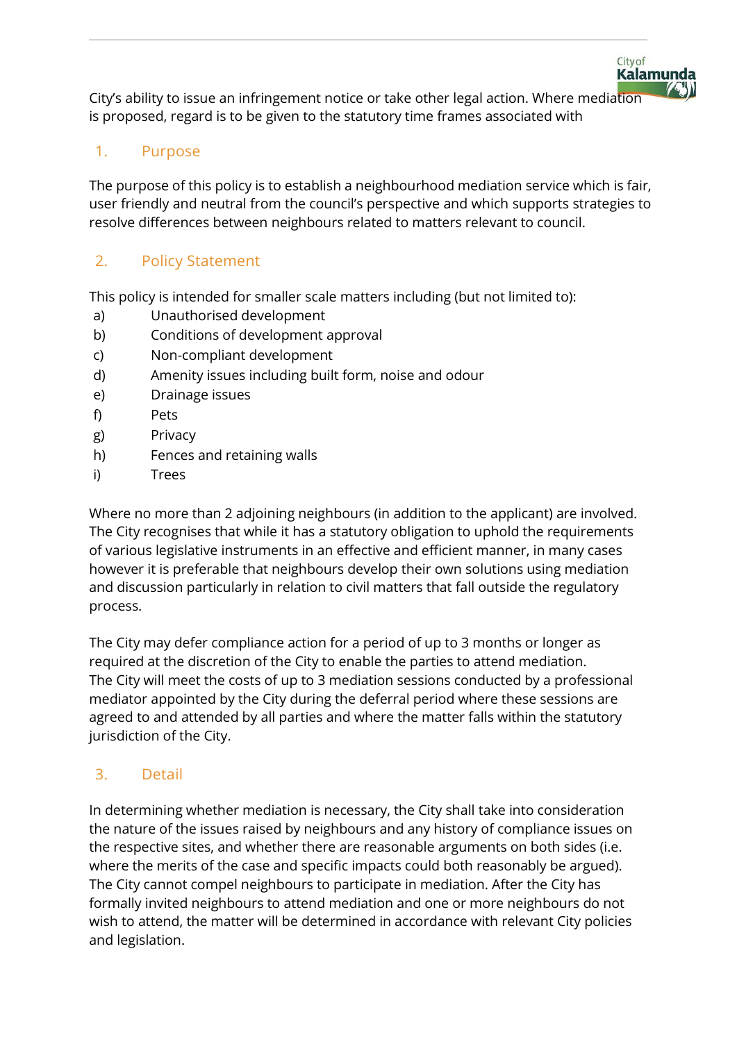City's ability to issue an infringement notice or take other legal action. Where mediation is proposed, regard is to be given to the statutory time frames associated with

## 1. Purpose

The purpose of this policy is to establish a neighbourhood mediation service which is fair, user friendly and neutral from the council's perspective and which supports strategies to resolve differences between neighbours related to matters relevant to council.

## 2. Policy Statement

This policy is intended for smaller scale matters including (but not limited to):

a) Unauthorised development
b) Conditions of development approval
c) Non-compliant development
d) Amenity issues including built form, noise and odour
e) Drainage issues
f) Pets
g) Privacy
h) Fences and retaining walls
i) Trees

Where no more than 2 adjoining neighbours (in addition to the applicant) are involved. The City recognises that while it has a statutory obligation to uphold the requirements of various legislative instruments in an effective and efficient manner, in many cases however it is preferable that neighbours develop their own solutions using mediation and discussion particularly in relation to civil matters that fall outside the regulatory process.

The City may defer compliance action for a period of up to 3 months or longer as required at the discretion of the City to enable the parties to attend mediation. The City will meet the costs of up to 3 mediation sessions conducted by a professional mediator appointed by the City during the deferral period where these sessions are agreed to and attended by all parties and where the matter falls within the statutory jurisdiction of the City.

## 3. Detail

In determining whether mediation is necessary, the City shall take into consideration the nature of the issues raised by neighbours and any history of compliance issues on the respective sites, and whether there are reasonable arguments on both sides (i.e. where the merits of the case and specific impacts could both reasonably be argued). The City cannot compel neighbours to participate in mediation. After the City has formally invited neighbours to attend mediation and one or more neighbours do not wish to attend, the matter will be determined in accordance with relevant City policies and legislation.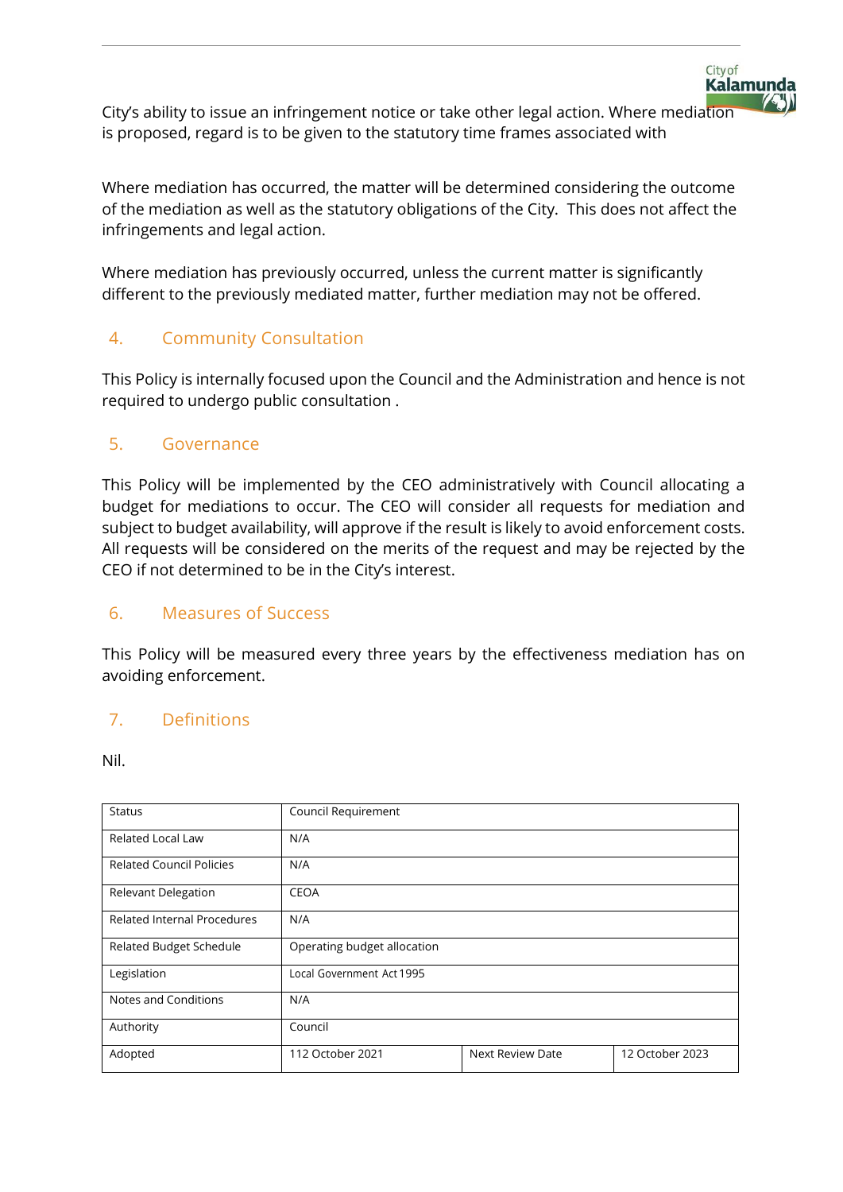City's ability to issue an infringement notice or take other legal action. Where mediation is proposed, regard is to be given to the statutory time frames associated with

Where mediation has occurred, the matter will be determined considering the outcome of the mediation as well as the statutory obligations of the City. This does not affect the infringements and legal action.

Where mediation has previously occurred, unless the current matter is significantly different to the previously mediated matter, further mediation may not be offered.

## 4. Community Consultation

This Policy is internally focused upon the Council and the Administration and hence is not required to undergo public consultation .

## 5. Governance

This Policy will be implemented by the CEO administratively with Council allocating a budget for mediations to occur. The CEO will consider all requests for mediation and subject to budget availability, will approve if the result is likely to avoid enforcement costs. All requests will be considered on the merits of the request and may be rejected by the CEO if not determined to be in the City's interest.

## 6. Measures of Success

This Policy will be measured every three years by the effectiveness mediation has on avoiding enforcement.

## 7. Definitions

Nil.

| | | | |
|---|---|---|---|
| Status | Council Requirement | | |
| Related Local Law | N/A | | |
| Related Council Policies | N/A | | |
| Relevant Delegation | CEOA | | |
| Related Internal Procedures | N/A | | |
| Related Budget Schedule | Operating budget allocation | | |
| Legislation | Local Government Act 1995 | | |
| Notes and Conditions | N/A | | |
| Authority | Council | | |
| Adopted | 112 October 2021 | Next Review Date | 12 October 2023 |